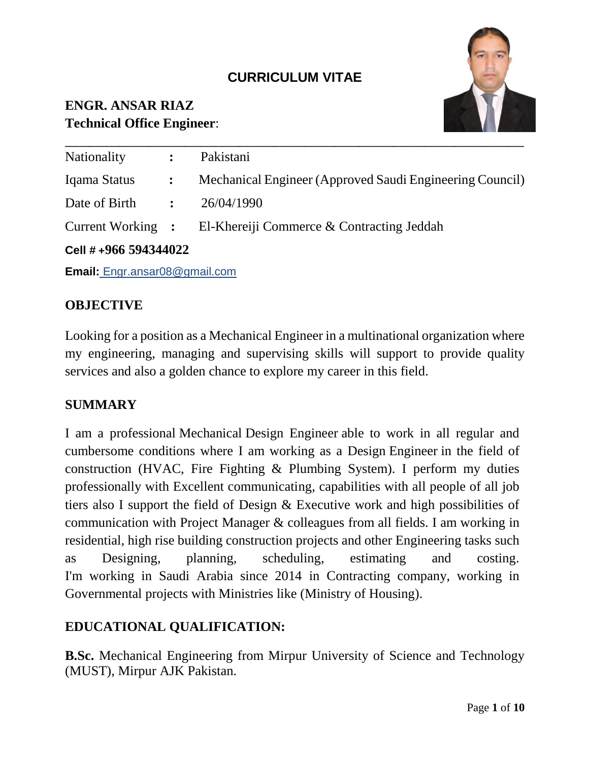# CURRICULUM VITAE

## ENGR. ANSAR RIAZ
**Technical Office Engineer**:

| | | |
|---|---|---|
| Nationality | : | Pakistani |
| Iqama Status | : | Mechanical Engineer (Approved Saudi Engineering Council) |
| Date of Birth | : | 26/04/1990 |
| Current Working | : | El-Khereiji Commerce & Contracting Jeddah |

**Cell # +966 594344022**

**Email:** Engr.ansar08@gmail.com

## OBJECTIVE

Looking for a position as a Mechanical Engineer in a multinational organization where my engineering, managing and supervising skills will support to provide quality services and also a golden chance to explore my career in this field.

## SUMMARY

I am a professional Mechanical Design Engineer able to work in all regular and cumbersome conditions where I am working as a Design Engineer in the field of construction (HVAC, Fire Fighting & Plumbing System). I perform my duties professionally with Excellent communicating, capabilities with all people of all job tiers also I support the field of Design & Executive work and high possibilities of communication with Project Manager & colleagues from all fields. I am working in residential, high rise building construction projects and other Engineering tasks such as Designing, planning, scheduling, estimating and costing. I'm working in Saudi Arabia since 2014 in Contracting company, working in Governmental projects with Ministries like (Ministry of Housing).

## EDUCATIONAL QUALIFICATION:

**B.Sc.** Mechanical Engineering from Mirpur University of Science and Technology (MUST), Mirpur AJK Pakistan.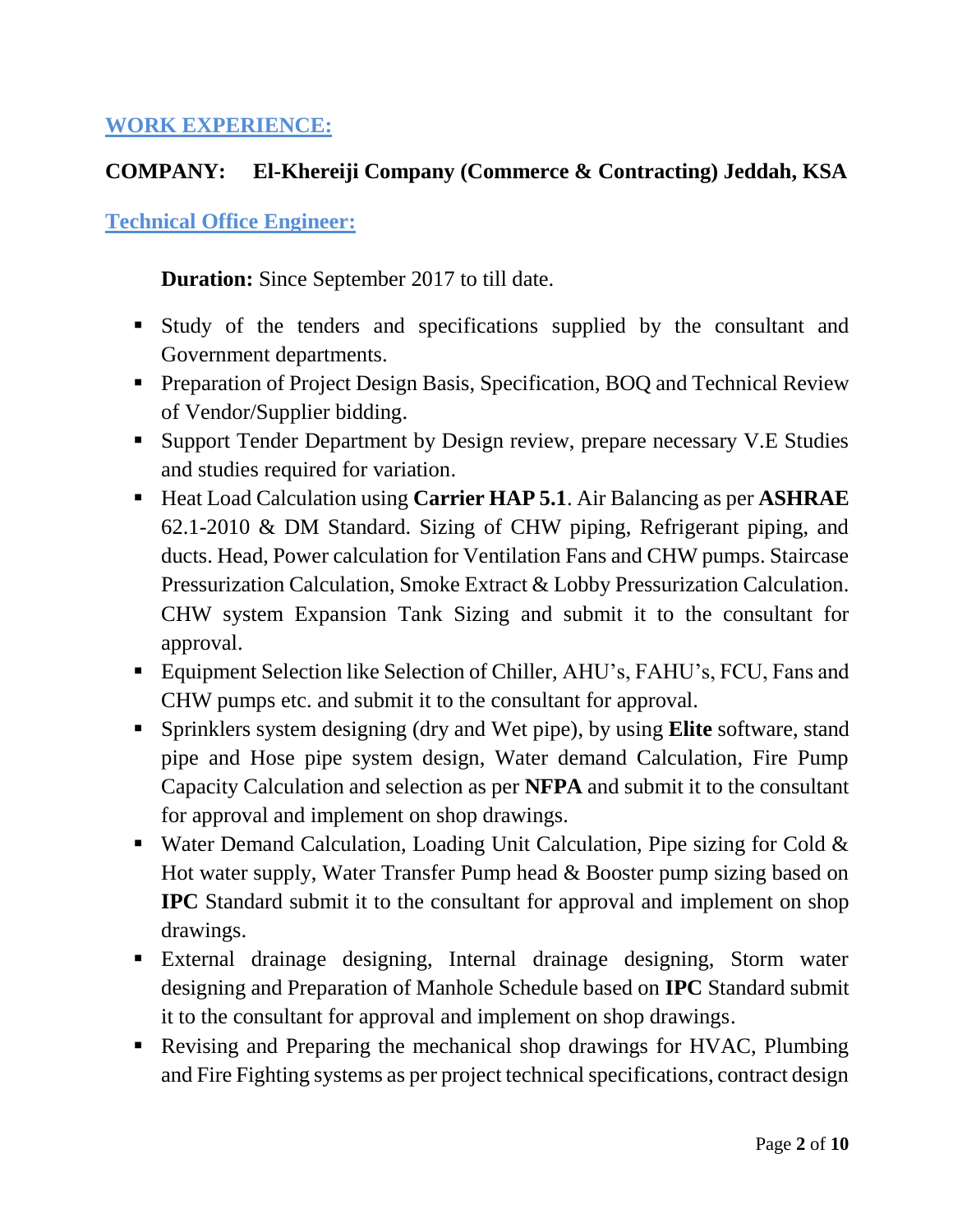## WORK EXPERIENCE:

### COMPANY: El-Khereiji Company (Commerce & Contracting) Jeddah, KSA

### Technical Office Engineer:

**Duration:** Since September 2017 to till date.

- Study of the tenders and specifications supplied by the consultant and Government departments.
- Preparation of Project Design Basis, Specification, BOQ and Technical Review of Vendor/Supplier bidding.
- Support Tender Department by Design review, prepare necessary V.E Studies and studies required for variation.
- Heat Load Calculation using **Carrier HAP 5.1**. Air Balancing as per **ASHRAE** 62.1-2010 & DM Standard. Sizing of CHW piping, Refrigerant piping, and ducts. Head, Power calculation for Ventilation Fans and CHW pumps. Staircase Pressurization Calculation, Smoke Extract & Lobby Pressurization Calculation. CHW system Expansion Tank Sizing and submit it to the consultant for approval.
- Equipment Selection like Selection of Chiller, AHU's, FAHU's, FCU, Fans and CHW pumps etc. and submit it to the consultant for approval.
- Sprinklers system designing (dry and Wet pipe), by using **Elite** software, stand pipe and Hose pipe system design, Water demand Calculation, Fire Pump Capacity Calculation and selection as per **NFPA** and submit it to the consultant for approval and implement on shop drawings.
- Water Demand Calculation, Loading Unit Calculation, Pipe sizing for Cold & Hot water supply, Water Transfer Pump head & Booster pump sizing based on **IPC** Standard submit it to the consultant for approval and implement on shop drawings.
- External drainage designing, Internal drainage designing, Storm water designing and Preparation of Manhole Schedule based on **IPC** Standard submit it to the consultant for approval and implement on shop drawings.
- Revising and Preparing the mechanical shop drawings for HVAC, Plumbing and Fire Fighting systems as per project technical specifications, contract design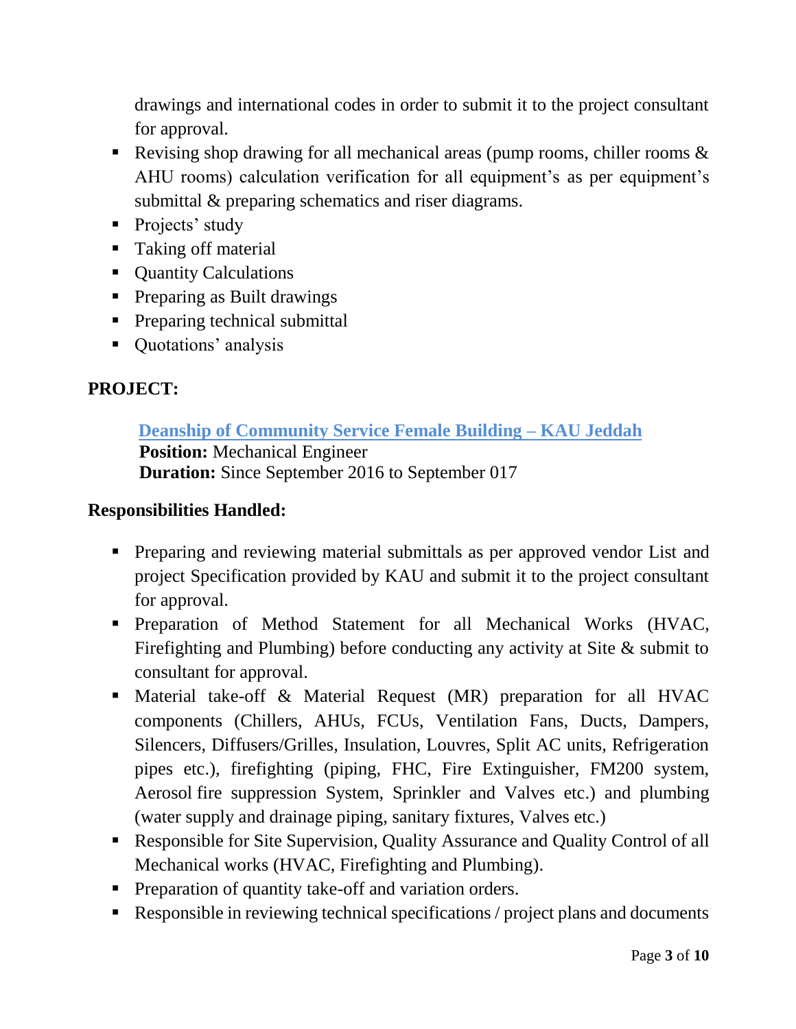drawings and international codes in order to submit it to the project consultant for approval.

- Revising shop drawing for all mechanical areas (pump rooms, chiller rooms & AHU rooms) calculation verification for all equipment's as per equipment's submittal & preparing schematics and riser diagrams.
- Projects' study
- Taking off material
- Quantity Calculations
- Preparing as Built drawings
- Preparing technical submittal
- Quotations' analysis

## PROJECT:

**Deanship of Community Service Female Building – KAU Jeddah**
**Position:** Mechanical Engineer
**Duration:** Since September 2016 to September 017

## Responsibilities Handled:

- Preparing and reviewing material submittals as per approved vendor List and project Specification provided by KAU and submit it to the project consultant for approval.
- Preparation of Method Statement for all Mechanical Works (HVAC, Firefighting and Plumbing) before conducting any activity at Site & submit to consultant for approval.
- Material take-off & Material Request (MR) preparation for all HVAC components (Chillers, AHUs, FCUs, Ventilation Fans, Ducts, Dampers, Silencers, Diffusers/Grilles, Insulation, Louvres, Split AC units, Refrigeration pipes etc.), firefighting (piping, FHC, Fire Extinguisher, FM200 system, Aerosol fire suppression System, Sprinkler and Valves etc.) and plumbing (water supply and drainage piping, sanitary fixtures, Valves etc.)
- Responsible for Site Supervision, Quality Assurance and Quality Control of all Mechanical works (HVAC, Firefighting and Plumbing).
- Preparation of quantity take-off and variation orders.
- Responsible in reviewing technical specifications / project plans and documents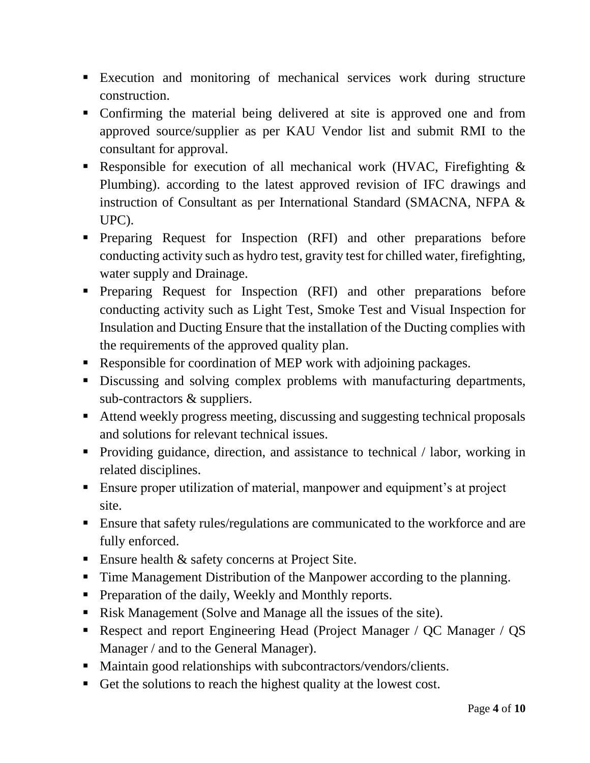- Execution and monitoring of mechanical services work during structure construction.
- Confirming the material being delivered at site is approved one and from approved source/supplier as per KAU Vendor list and submit RMI to the consultant for approval.
- Responsible for execution of all mechanical work (HVAC, Firefighting & Plumbing). according to the latest approved revision of IFC drawings and instruction of Consultant as per International Standard (SMACNA, NFPA & UPC).
- Preparing Request for Inspection (RFI) and other preparations before conducting activity such as hydro test, gravity test for chilled water, firefighting, water supply and Drainage.
- Preparing Request for Inspection (RFI) and other preparations before conducting activity such as Light Test, Smoke Test and Visual Inspection for Insulation and Ducting Ensure that the installation of the Ducting complies with the requirements of the approved quality plan.
- Responsible for coordination of MEP work with adjoining packages.
- Discussing and solving complex problems with manufacturing departments, sub-contractors & suppliers.
- Attend weekly progress meeting, discussing and suggesting technical proposals and solutions for relevant technical issues.
- Providing guidance, direction, and assistance to technical / labor, working in related disciplines.
- Ensure proper utilization of material, manpower and equipment's at project site.
- Ensure that safety rules/regulations are communicated to the workforce and are fully enforced.
- Ensure health & safety concerns at Project Site.
- Time Management Distribution of the Manpower according to the planning.
- Preparation of the daily, Weekly and Monthly reports.
- Risk Management (Solve and Manage all the issues of the site).
- Respect and report Engineering Head (Project Manager / QC Manager / QS Manager / and to the General Manager).
- Maintain good relationships with subcontractors/vendors/clients.
- Get the solutions to reach the highest quality at the lowest cost.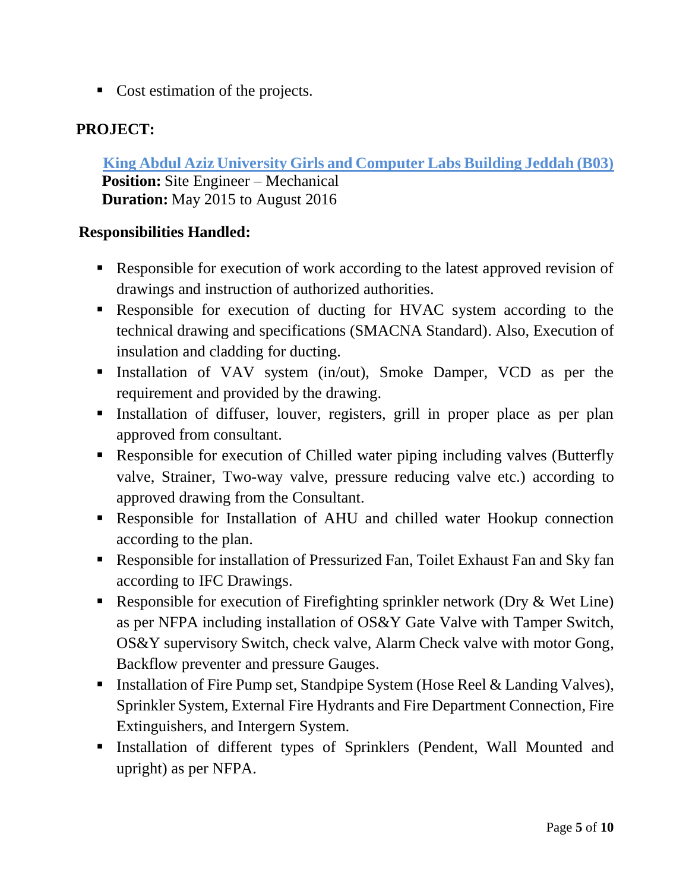- Cost estimation of the projects.

**PROJECT:**

**King Abdul Aziz University Girls and Computer Labs Building Jeddah (B03)**
**Position:** Site Engineer – Mechanical
**Duration:** May 2015 to August 2016

**Responsibilities Handled:**

- Responsible for execution of work according to the latest approved revision of drawings and instruction of authorized authorities.
- Responsible for execution of ducting for HVAC system according to the technical drawing and specifications (SMACNA Standard). Also, Execution of insulation and cladding for ducting.
- Installation of VAV system (in/out), Smoke Damper, VCD as per the requirement and provided by the drawing.
- Installation of diffuser, louver, registers, grill in proper place as per plan approved from consultant.
- Responsible for execution of Chilled water piping including valves (Butterfly valve, Strainer, Two-way valve, pressure reducing valve etc.) according to approved drawing from the Consultant.
- Responsible for Installation of AHU and chilled water Hookup connection according to the plan.
- Responsible for installation of Pressurized Fan, Toilet Exhaust Fan and Sky fan according to IFC Drawings.
- Responsible for execution of Firefighting sprinkler network (Dry & Wet Line) as per NFPA including installation of OS&Y Gate Valve with Tamper Switch, OS&Y supervisory Switch, check valve, Alarm Check valve with motor Gong, Backflow preventer and pressure Gauges.
- Installation of Fire Pump set, Standpipe System (Hose Reel & Landing Valves), Sprinkler System, External Fire Hydrants and Fire Department Connection, Fire Extinguishers, and Intergern System.
- Installation of different types of Sprinklers (Pendent, Wall Mounted and upright) as per NFPA.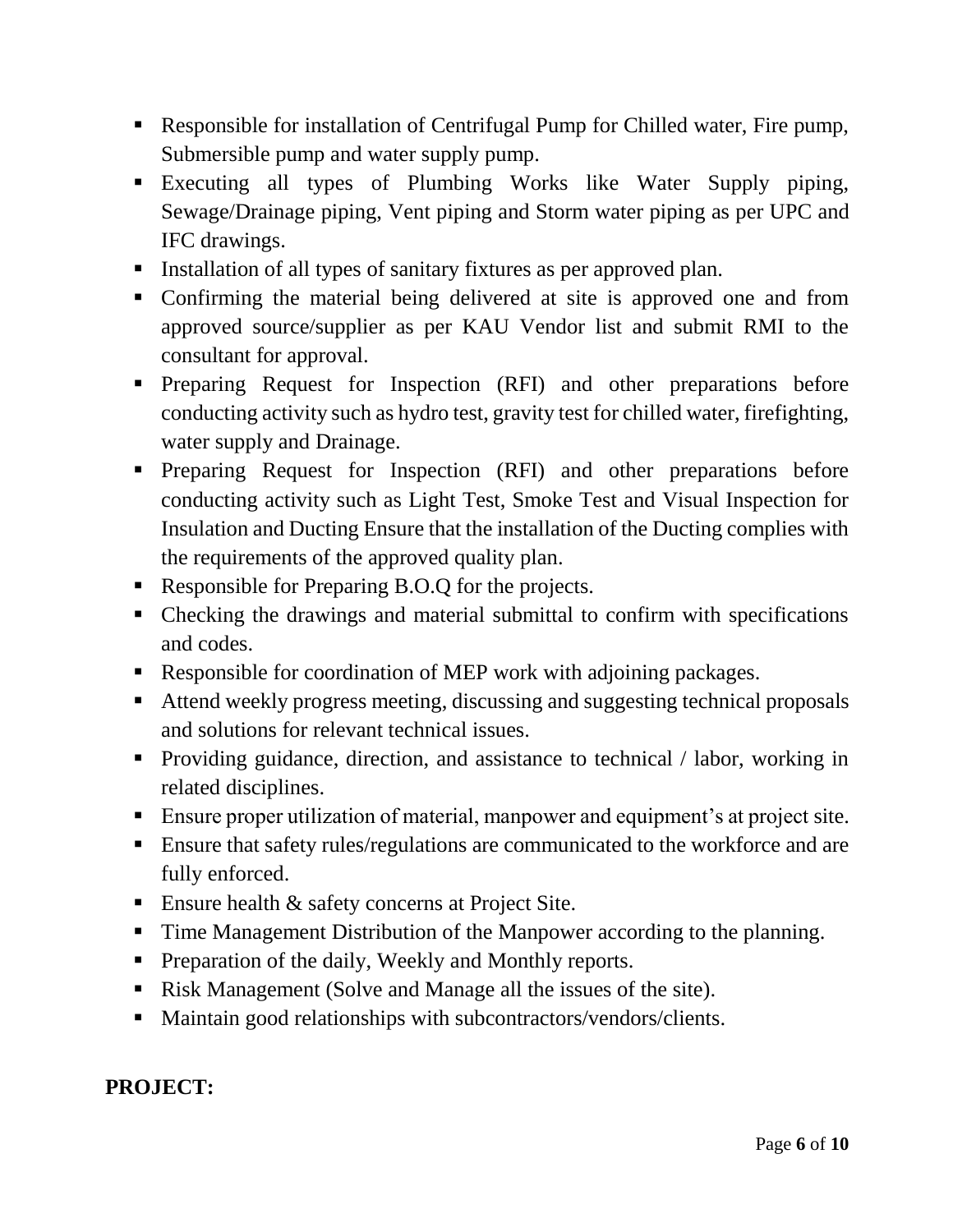- Responsible for installation of Centrifugal Pump for Chilled water, Fire pump, Submersible pump and water supply pump.
- Executing all types of Plumbing Works like Water Supply piping, Sewage/Drainage piping, Vent piping and Storm water piping as per UPC and IFC drawings.
- Installation of all types of sanitary fixtures as per approved plan.
- Confirming the material being delivered at site is approved one and from approved source/supplier as per KAU Vendor list and submit RMI to the consultant for approval.
- Preparing Request for Inspection (RFI) and other preparations before conducting activity such as hydro test, gravity test for chilled water, firefighting, water supply and Drainage.
- Preparing Request for Inspection (RFI) and other preparations before conducting activity such as Light Test, Smoke Test and Visual Inspection for Insulation and Ducting Ensure that the installation of the Ducting complies with the requirements of the approved quality plan.
- Responsible for Preparing B.O.Q for the projects.
- Checking the drawings and material submittal to confirm with specifications and codes.
- Responsible for coordination of MEP work with adjoining packages.
- Attend weekly progress meeting, discussing and suggesting technical proposals and solutions for relevant technical issues.
- Providing guidance, direction, and assistance to technical / labor, working in related disciplines.
- Ensure proper utilization of material, manpower and equipment's at project site.
- Ensure that safety rules/regulations are communicated to the workforce and are fully enforced.
- Ensure health & safety concerns at Project Site.
- Time Management Distribution of the Manpower according to the planning.
- Preparation of the daily, Weekly and Monthly reports.
- Risk Management (Solve and Manage all the issues of the site).
- Maintain good relationships with subcontractors/vendors/clients.

**PROJECT:**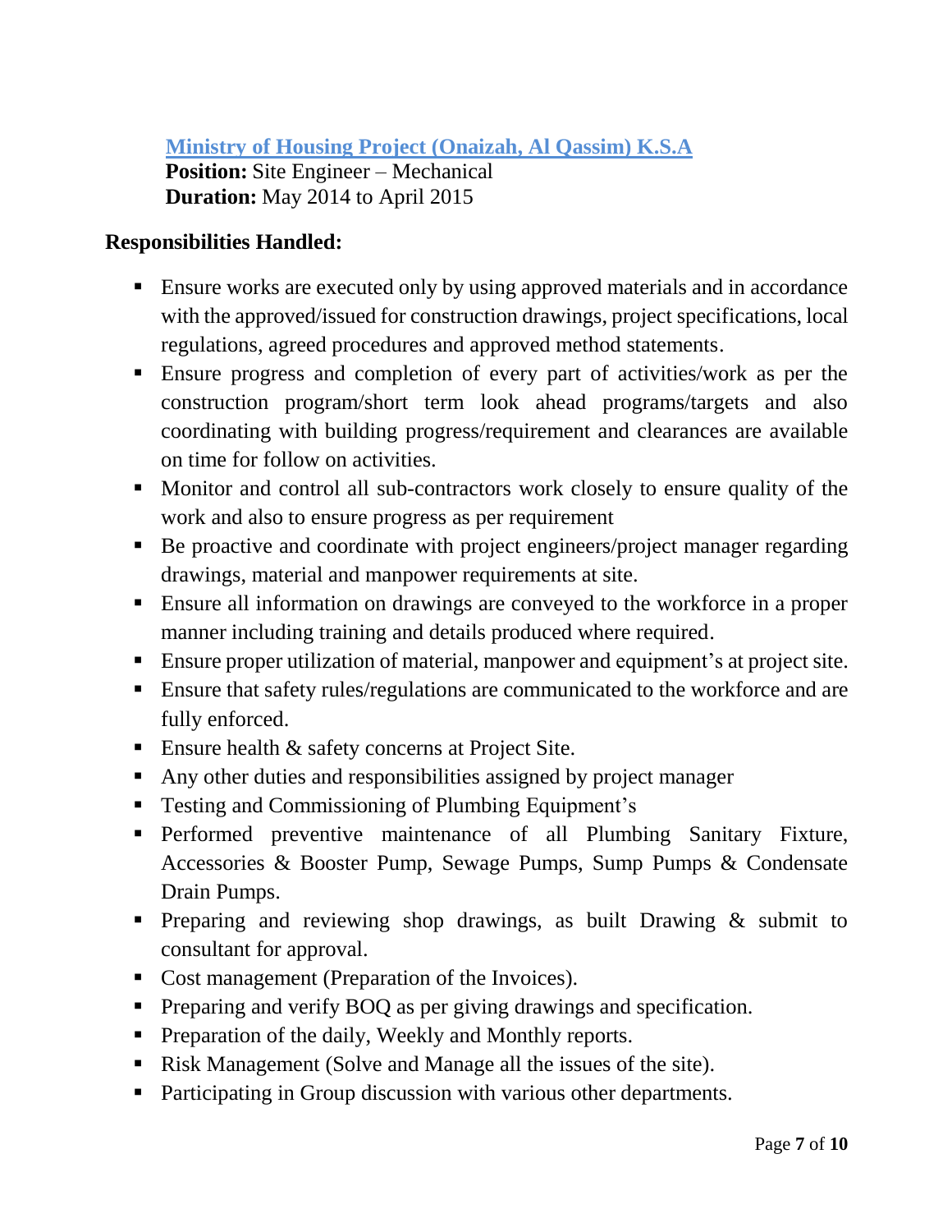**Ministry of Housing Project (Onaizah, Al Qassim) K.S.A**
**Position:** Site Engineer – Mechanical
**Duration:** May 2014 to April 2015

**Responsibilities Handled:**

- Ensure works are executed only by using approved materials and in accordance with the approved/issued for construction drawings, project specifications, local regulations, agreed procedures and approved method statements.
- Ensure progress and completion of every part of activities/work as per the construction program/short term look ahead programs/targets and also coordinating with building progress/requirement and clearances are available on time for follow on activities.
- Monitor and control all sub-contractors work closely to ensure quality of the work and also to ensure progress as per requirement
- Be proactive and coordinate with project engineers/project manager regarding drawings, material and manpower requirements at site.
- Ensure all information on drawings are conveyed to the workforce in a proper manner including training and details produced where required.
- Ensure proper utilization of material, manpower and equipment's at project site.
- Ensure that safety rules/regulations are communicated to the workforce and are fully enforced.
- Ensure health & safety concerns at Project Site.
- Any other duties and responsibilities assigned by project manager
- Testing and Commissioning of Plumbing Equipment's
- Performed preventive maintenance of all Plumbing Sanitary Fixture, Accessories & Booster Pump, Sewage Pumps, Sump Pumps & Condensate Drain Pumps.
- Preparing and reviewing shop drawings, as built Drawing & submit to consultant for approval.
- Cost management (Preparation of the Invoices).
- Preparing and verify BOQ as per giving drawings and specification.
- Preparation of the daily, Weekly and Monthly reports.
- Risk Management (Solve and Manage all the issues of the site).
- Participating in Group discussion with various other departments.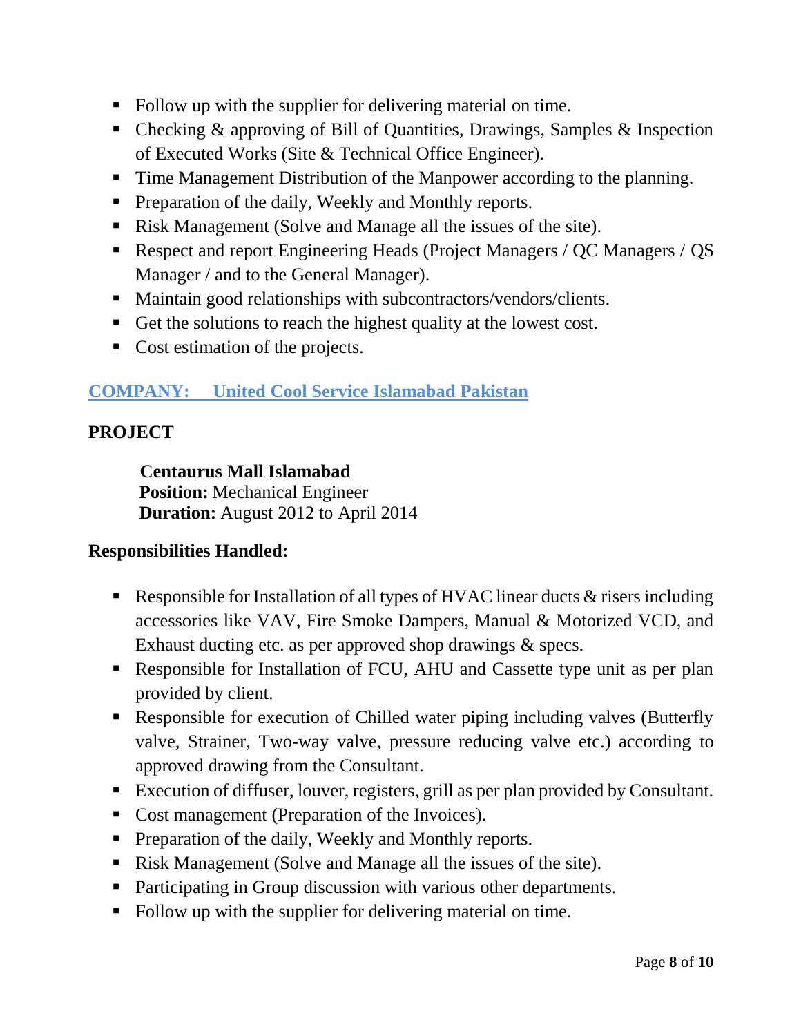- Follow up with the supplier for delivering material on time.
- Checking & approving of Bill of Quantities, Drawings, Samples & Inspection of Executed Works (Site & Technical Office Engineer).
- Time Management Distribution of the Manpower according to the planning.
- Preparation of the daily, Weekly and Monthly reports.
- Risk Management (Solve and Manage all the issues of the site).
- Respect and report Engineering Heads (Project Managers / QC Managers / QS Manager / and to the General Manager).
- Maintain good relationships with subcontractors/vendors/clients.
- Get the solutions to reach the highest quality at the lowest cost.
- Cost estimation of the projects.

## COMPANY: United Cool Service Islamabad Pakistan

**PROJECT**

**Centaurus Mall Islamabad**
**Position:** Mechanical Engineer
**Duration:** August 2012 to April 2014

**Responsibilities Handled:**

- Responsible for Installation of all types of HVAC linear ducts & risers including accessories like VAV, Fire Smoke Dampers, Manual & Motorized VCD, and Exhaust ducting etc. as per approved shop drawings & specs.
- Responsible for Installation of FCU, AHU and Cassette type unit as per plan provided by client.
- Responsible for execution of Chilled water piping including valves (Butterfly valve, Strainer, Two-way valve, pressure reducing valve etc.) according to approved drawing from the Consultant.
- Execution of diffuser, louver, registers, grill as per plan provided by Consultant.
- Cost management (Preparation of the Invoices).
- Preparation of the daily, Weekly and Monthly reports.
- Risk Management (Solve and Manage all the issues of the site).
- Participating in Group discussion with various other departments.
- Follow up with the supplier for delivering material on time.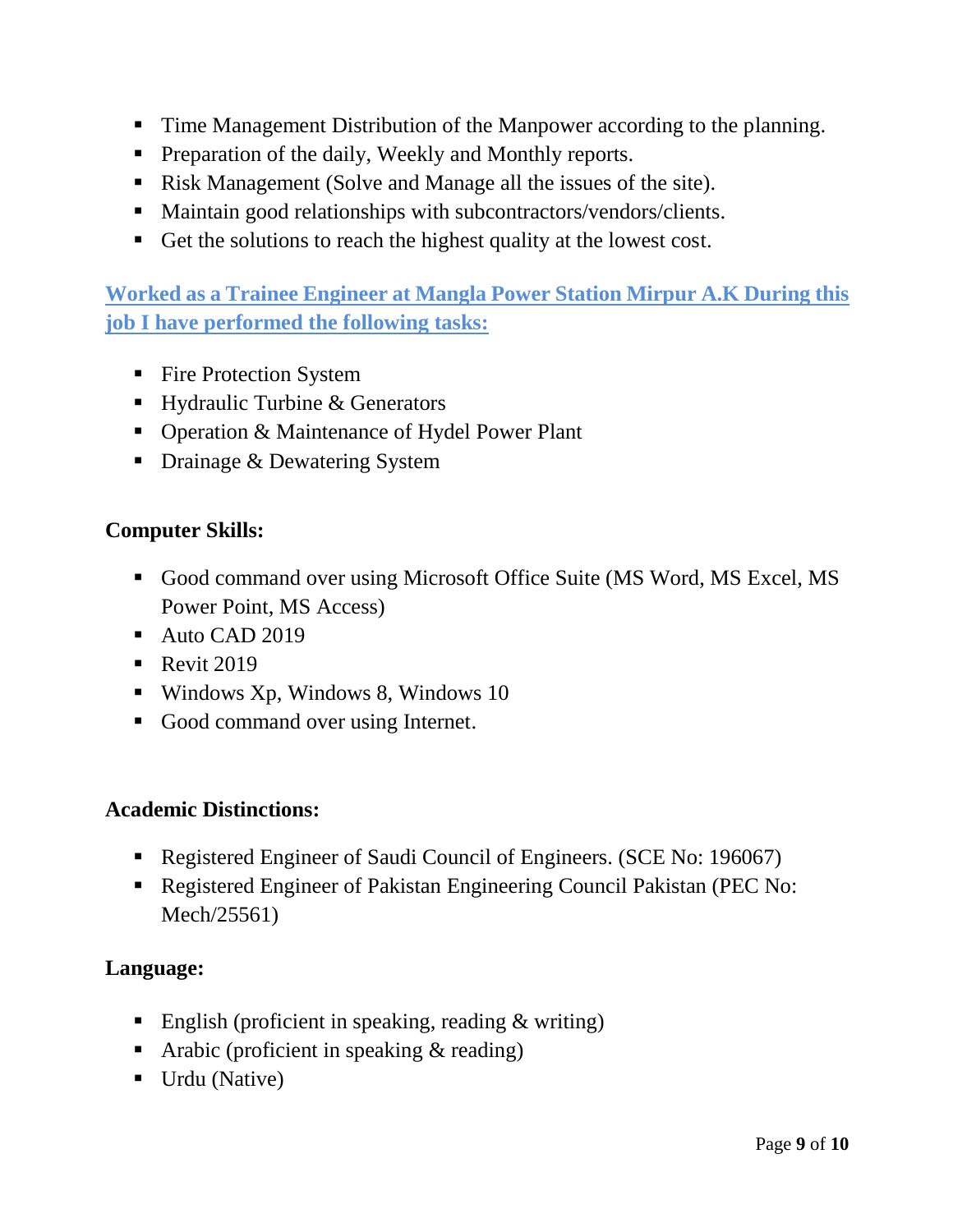- Time Management Distribution of the Manpower according to the planning.
- Preparation of the daily, Weekly and Monthly reports.
- Risk Management (Solve and Manage all the issues of the site).
- Maintain good relationships with subcontractors/vendors/clients.
- Get the solutions to reach the highest quality at the lowest cost.

**Worked as a Trainee Engineer at Mangla Power Station Mirpur A.K During this job I have performed the following tasks:**

- Fire Protection System
- Hydraulic Turbine & Generators
- Operation & Maintenance of Hydel Power Plant
- Drainage & Dewatering System

**Computer Skills:**

- Good command over using Microsoft Office Suite (MS Word, MS Excel, MS Power Point, MS Access)
- Auto CAD 2019
- Revit 2019
- Windows Xp, Windows 8, Windows 10
- Good command over using Internet.

**Academic Distinctions:**

- Registered Engineer of Saudi Council of Engineers. (SCE No: 196067)
- Registered Engineer of Pakistan Engineering Council Pakistan (PEC No: Mech/25561)

**Language:**

- English (proficient in speaking, reading & writing)
- Arabic (proficient in speaking & reading)
- Urdu (Native)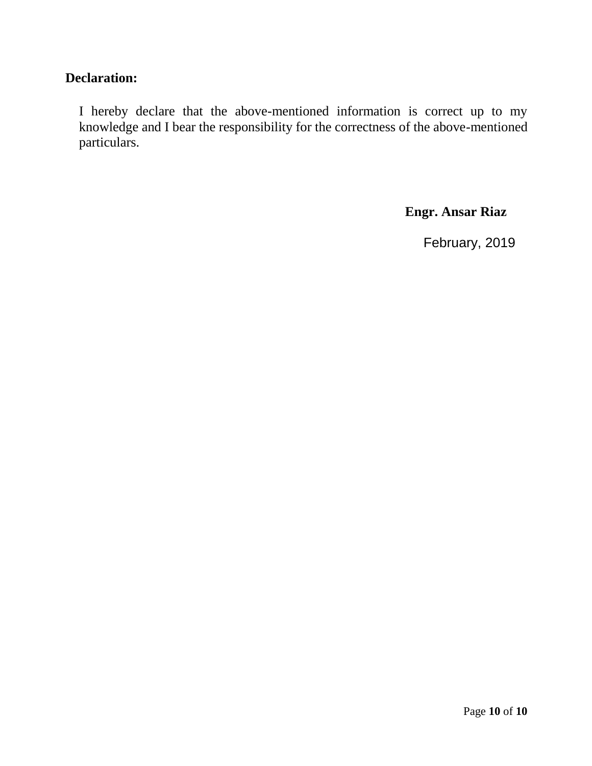**Declaration:**

I hereby declare that the above-mentioned information is correct up to my knowledge and I bear the responsibility for the correctness of the above-mentioned particulars.

**Engr. Ansar Riaz**

February, 2019